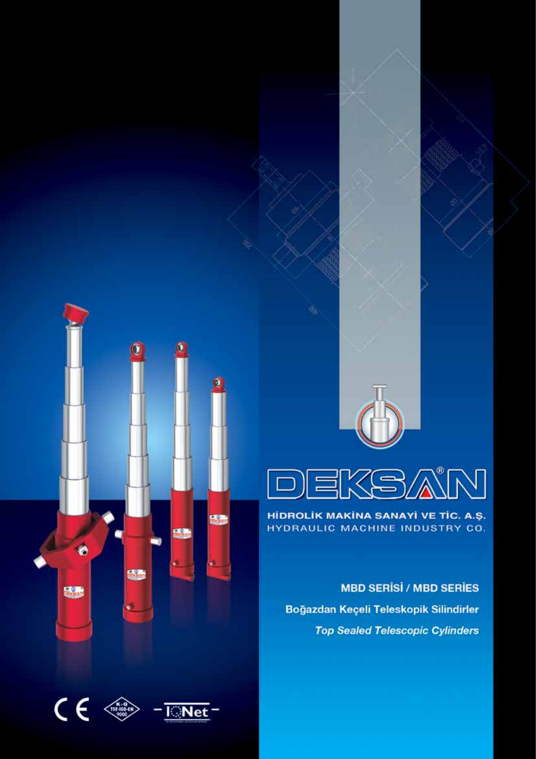# DEKSAN®

**HİDROLİK MAKİNA SANAYİ VE TİC. A.Ş.**

HYDRAULIC MACHINE INDUSTRY CO.

**MBD SERİSİ / MBD SERİES**

**Boğazdan Keçeli Teleskopik Silindirler**

***Top Sealed Telescopic Cylinders***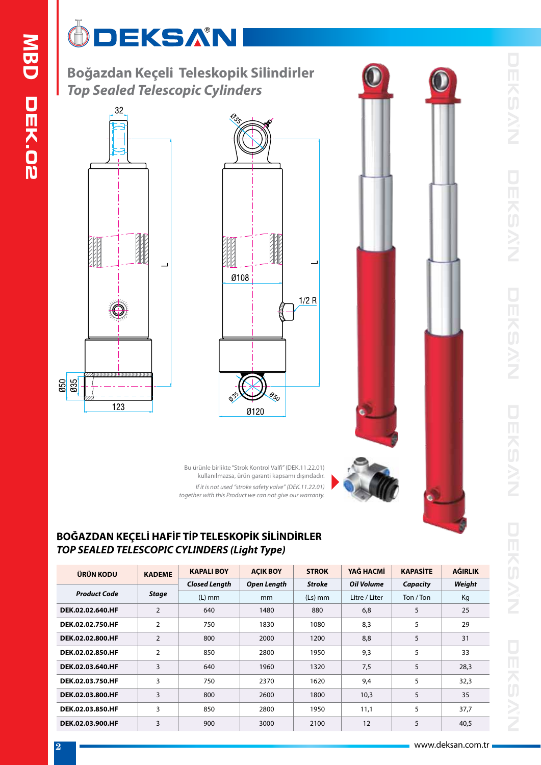# Boğazdan Keçeli Teleskopik Silindirler
## *Top Sealed Telescopic Cylinders*

Bu ürünle birlikte "Strok Kontrol Valfi" (DEK.11.22.01) kullanılmazsa, ürün garanti kapsamı dışındadır.

*If it is not used "stroke safety valve" (DEK.11.22.01) together with this Product we can not give our warranty.*

## BOĞAZDAN KEÇELİ HAFİF TİP TELESKOPİK SİLİNDİRLER
## *TOP SEALED TELESCOPIC CYLINDERS (Light Type)*

| ÜRÜN KODU | KADEME | KAPALI BOY | AÇIK BOY | STROK | YAĞ HACMİ | KAPASİTE | AĞIRLIK |
|---|---|---|---|---|---|---|---|
| *Product Code* | *Stage* | *Closed Length* | *Open Length* | *Stroke* | *Oil Volume* | *Capacity* | *Weight* |
| | | (L) mm | mm | (Ls) mm | Litre / Liter | Ton / Ton | Kg |
| DEK.02.02.640.HF | 2 | 640 | 1480 | 880 | 6,8 | 5 | 25 |
| DEK.02.02.750.HF | 2 | 750 | 1830 | 1080 | 8,3 | 5 | 29 |
| DEK.02.02.800.HF | 2 | 800 | 2000 | 1200 | 8,8 | 5 | 31 |
| DEK.02.02.850.HF | 2 | 850 | 2800 | 1950 | 9,3 | 5 | 33 |
| DEK.02.03.640.HF | 3 | 640 | 1960 | 1320 | 7,5 | 5 | 28,3 |
| DEK.02.03.750.HF | 3 | 750 | 2370 | 1620 | 9,4 | 5 | 32,3 |
| DEK.02.03.800.HF | 3 | 800 | 2600 | 1800 | 10,3 | 5 | 35 |
| DEK.02.03.850.HF | 3 | 850 | 2800 | 1950 | 11,1 | 5 | 37,7 |
| DEK.02.03.900.HF | 3 | 900 | 3000 | 2100 | 12 | 5 | 40,5 |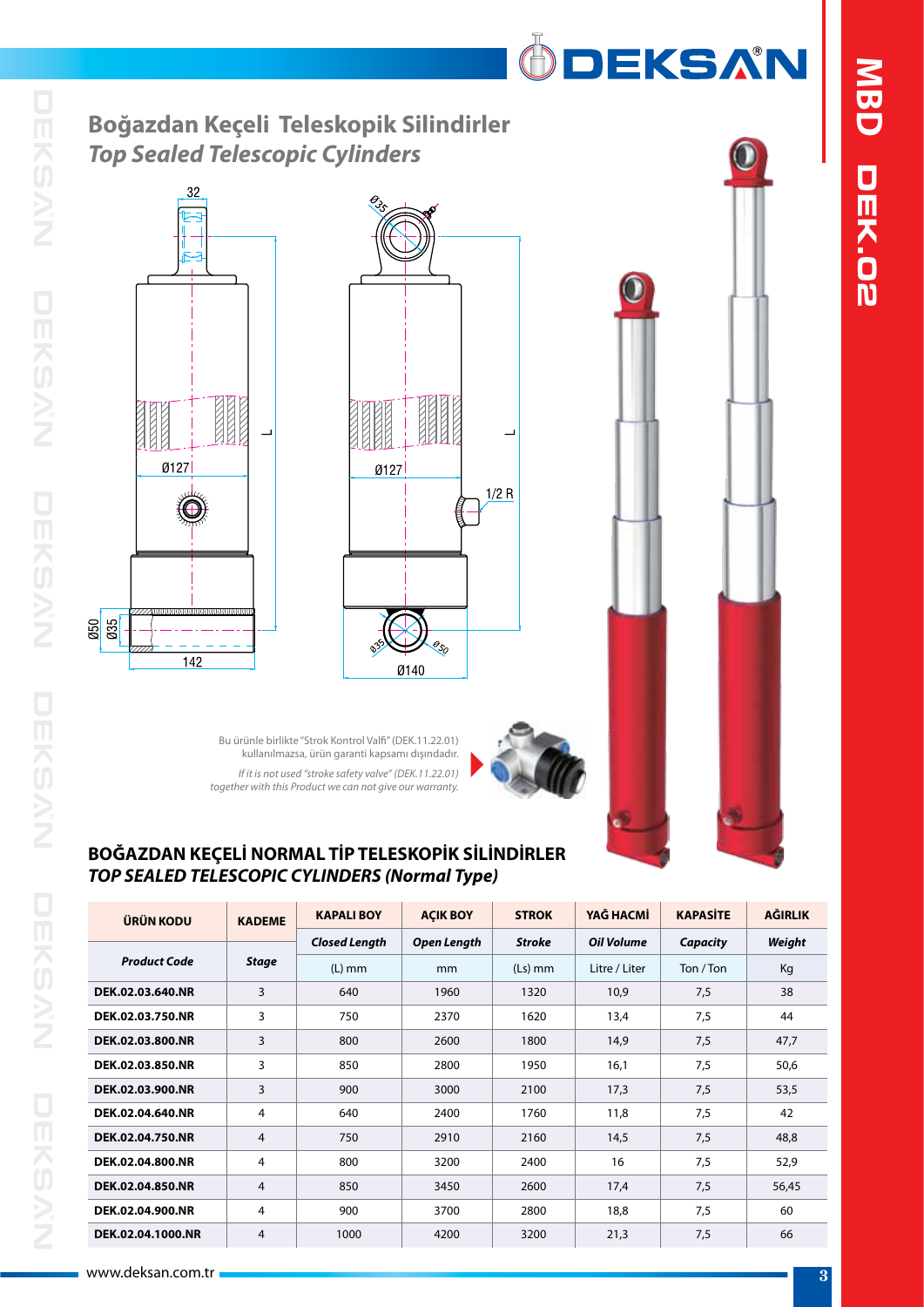# Boğazdan Keçeli Teleskopik Silindirler
## *Top Sealed Telescopic Cylinders*

Bu ürünle birlikte "Strok Kontrol Valfi" (DEK.11.22.01) kullanılmazsa, ürün garanti kapsamı dışındadır.

*If it is not used "stroke safety valve" (DEK.11.22.01) together with this Product we can not give our warranty.*

## BOĞAZDAN KEÇELİ NORMAL TİP TELESKOPİK SİLİNDİRLER
## *TOP SEALED TELESCOPIC CYLINDERS (Normal Type)*

| ÜRÜN KODU | KADEME | KAPALI BOY | AÇIK BOY | STROK | YAĞ HACMİ | KAPASİTE | AĞIRLIK |
|---|---|---|---|---|---|---|---|
| ***Product Code*** | ***Stage*** | ***Closed Length*** | ***Open Length*** | ***Stroke*** | ***Oil Volume*** | ***Capacity*** | ***Weight*** |
| | | (L) mm | mm | (Ls) mm | Litre / Liter | Ton / Ton | Kg |
| **DEK.02.03.640.NR** | 3 | 640 | 1960 | 1320 | 10,9 | 7,5 | 38 |
| **DEK.02.03.750.NR** | 3 | 750 | 2370 | 1620 | 13,4 | 7,5 | 44 |
| **DEK.02.03.800.NR** | 3 | 800 | 2600 | 1800 | 14,9 | 7,5 | 47,7 |
| **DEK.02.03.850.NR** | 3 | 850 | 2800 | 1950 | 16,1 | 7,5 | 50,6 |
| **DEK.02.03.900.NR** | 3 | 900 | 3000 | 2100 | 17,3 | 7,5 | 53,5 |
| **DEK.02.04.640.NR** | 4 | 640 | 2400 | 1760 | 11,8 | 7,5 | 42 |
| **DEK.02.04.750.NR** | 4 | 750 | 2910 | 2160 | 14,5 | 7,5 | 48,8 |
| **DEK.02.04.800.NR** | 4 | 800 | 3200 | 2400 | 16 | 7,5 | 52,9 |
| **DEK.02.04.850.NR** | 4 | 850 | 3450 | 2600 | 17,4 | 7,5 | 56,45 |
| **DEK.02.04.900.NR** | 4 | 900 | 3700 | 2800 | 18,8 | 7,5 | 60 |
| **DEK.02.04.1000.NR** | 4 | 1000 | 4200 | 3200 | 21,3 | 7,5 | 66 |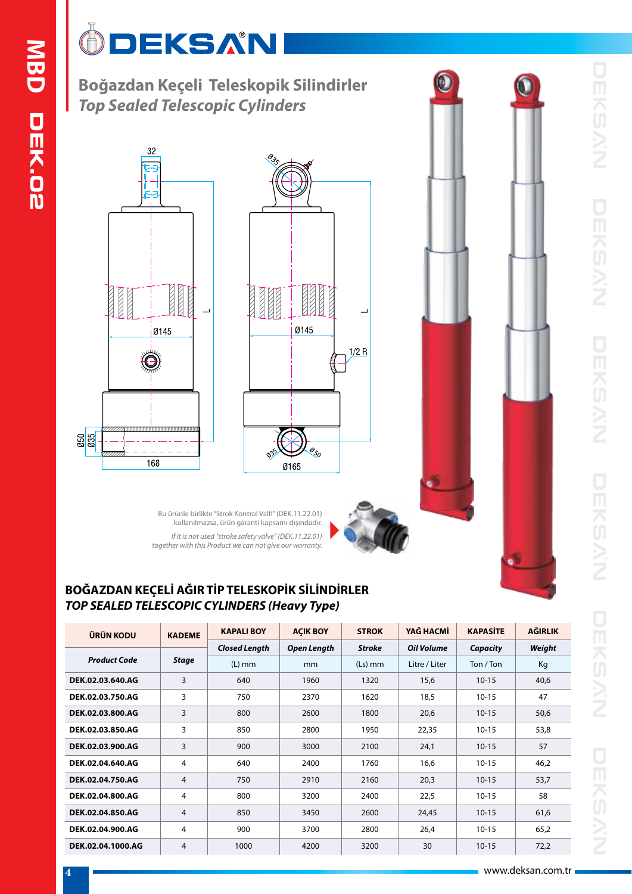# Boğazdan Keçeli Teleskopik Silindirler

*Top Sealed Telescopic Cylinders*

Bu ürünle birlikte "Strok Kontrol Valfi" (DEK.11.22.01) kullanılmazsa, ürün garanti kapsamı dışındadır.

*If it is not used "stroke safety valve" (DEK.11.22.01) together with this Product we can not give our warranty.*

## BOĞAZDAN KEÇELİ AĞIR TİP TELESKOPİK SİLİNDİRLER

***TOP SEALED TELESCOPIC CYLINDERS (Heavy Type)***

| ÜRÜN KODU | KADEME | KAPALI BOY | AÇIK BOY | STROK | YAĞ HACMİ | KAPASİTE | AĞIRLIK |
|---|---|---|---|---|---|---|---|
| *Product Code* | *Stage* | *Closed Length* | *Open Length* | *Stroke* | *Oil Volume* | *Capacity* | *Weight* |
| | | (L) mm | mm | (Ls) mm | Litre / Liter | Ton / Ton | Kg |
| **DEK.02.03.640.AG** | 3 | 640 | 1960 | 1320 | 15,6 | 10-15 | 40,6 |
| **DEK.02.03.750.AG** | 3 | 750 | 2370 | 1620 | 18,5 | 10-15 | 47 |
| **DEK.02.03.800.AG** | 3 | 800 | 2600 | 1800 | 20,6 | 10-15 | 50,6 |
| **DEK.02.03.850.AG** | 3 | 850 | 2800 | 1950 | 22,35 | 10-15 | 53,8 |
| **DEK.02.03.900.AG** | 3 | 900 | 3000 | 2100 | 24,1 | 10-15 | 57 |
| **DEK.02.04.640.AG** | 4 | 640 | 2400 | 1760 | 16,6 | 10-15 | 46,2 |
| **DEK.02.04.750.AG** | 4 | 750 | 2910 | 2160 | 20,3 | 10-15 | 53,7 |
| **DEK.02.04.800.AG** | 4 | 800 | 3200 | 2400 | 22,5 | 10-15 | 58 |
| **DEK.02.04.850.AG** | 4 | 850 | 3450 | 2600 | 24,45 | 10-15 | 61,6 |
| **DEK.02.04.900.AG** | 4 | 900 | 3700 | 2800 | 26,4 | 10-15 | 65,2 |
| **DEK.02.04.1000.AG** | 4 | 1000 | 4200 | 3200 | 30 | 10-15 | 72,2 |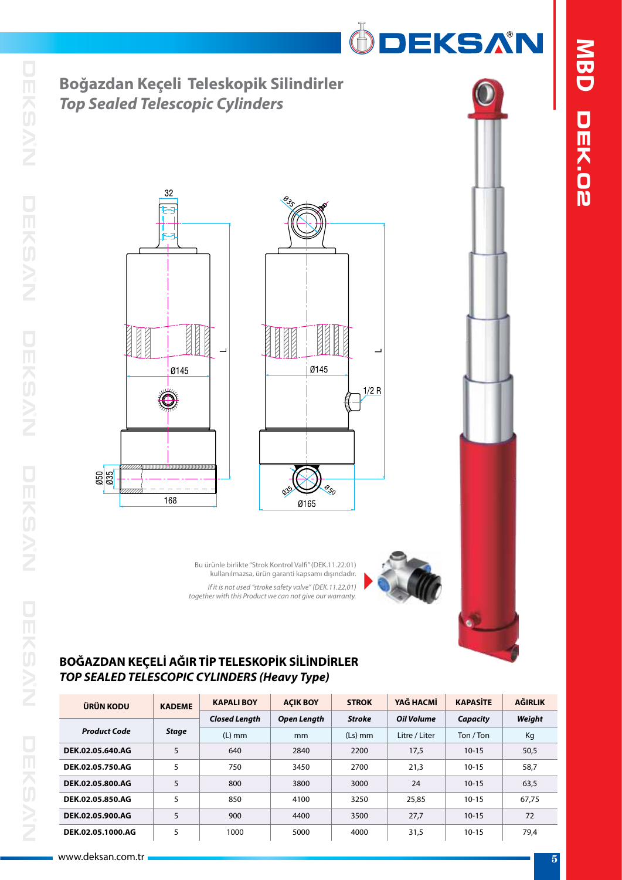# Boğazdan Keçeli Teleskopik Silindirler
## *Top Sealed Telescopic Cylinders*

Bu ürünle birlikte "Strok Kontrol Valfi" (DEK.11.22.01) kullanılmazsa, ürün garanti kapsamı dışındadır.

*If it is not used "stroke safety valve" (DEK.11.22.01) together with this Product we can not give our warranty.*

## BOĞAZDAN KEÇELİ AĞIR TİP TELESKOPİK SİLİNDİRLER
### *TOP SEALED TELESCOPIC CYLINDERS (Heavy Type)*

| ÜRÜN KODU | KADEME | KAPALI BOY | AÇIK BOY | STROK | YAĞ HACMİ | KAPASİTE | AĞIRLIK |
|---|---|---|---|---|---|---|---|
| *Product Code* | *Stage* | *Closed Length* | *Open Length* | *Stroke* | *Oil Volume* | *Capacity* | *Weight* |
| | | (L) mm | mm | (Ls) mm | Litre / Liter | Ton / Ton | Kg |
| DEK.02.05.640.AG | 5 | 640 | 2840 | 2200 | 17,5 | 10-15 | 50,5 |
| DEK.02.05.750.AG | 5 | 750 | 3450 | 2700 | 21,3 | 10-15 | 58,7 |
| DEK.02.05.800.AG | 5 | 800 | 3800 | 3000 | 24 | 10-15 | 63,5 |
| DEK.02.05.850.AG | 5 | 850 | 4100 | 3250 | 25,85 | 10-15 | 67,75 |
| DEK.02.05.900.AG | 5 | 900 | 4400 | 3500 | 27,7 | 10-15 | 72 |
| DEK.02.05.1000.AG | 5 | 1000 | 5000 | 4000 | 31,5 | 10-15 | 79,4 |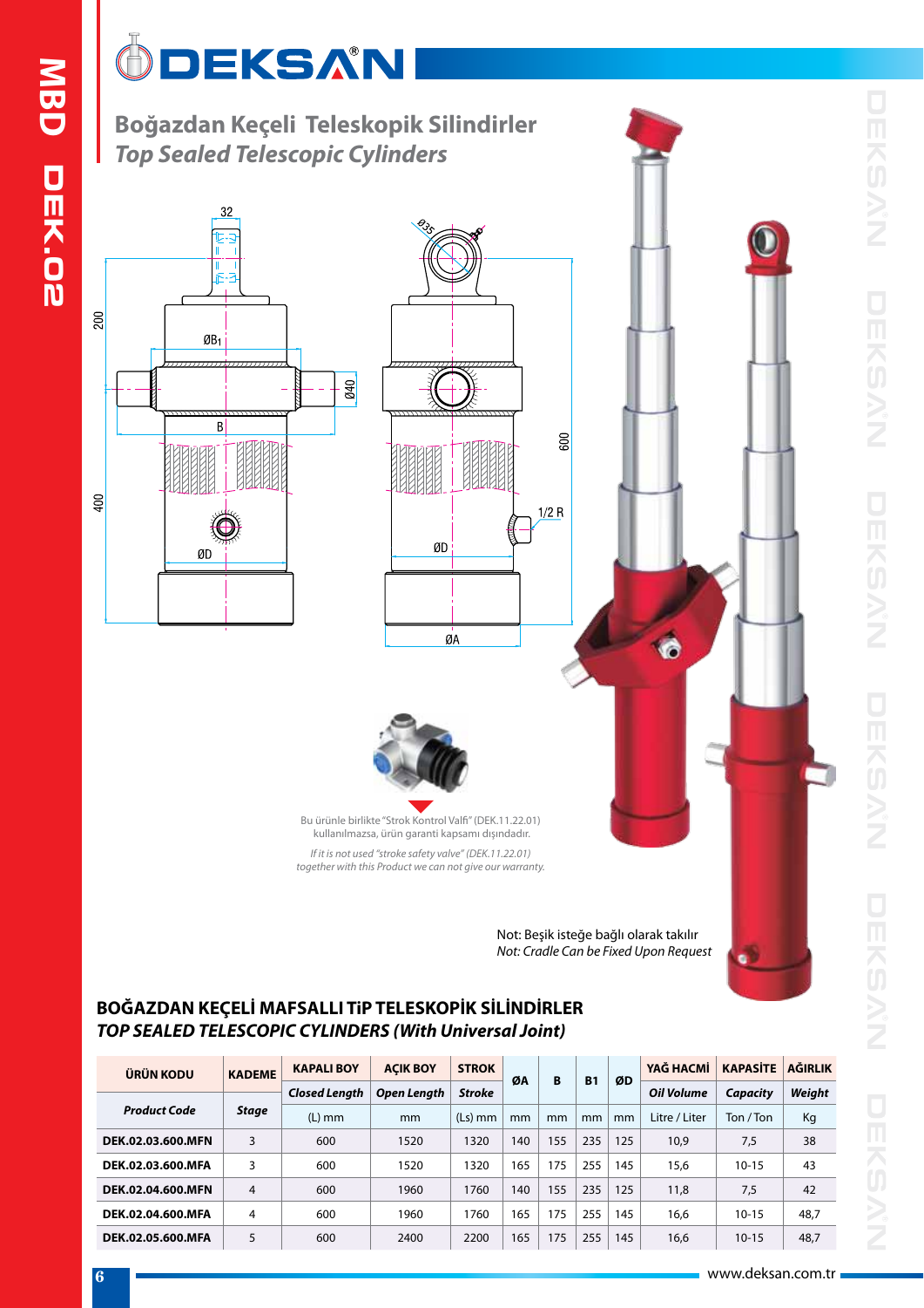# Boğazdan Keçeli Teleskopik Silindirler

*Top Sealed Telescopic Cylinders*

Bu ürünle birlikte "Strok Kontrol Valfi" (DEK.11.22.01) kullanılmazsa, ürün garanti kapsamı dışındadır.

*If it is not used "stroke safety valve" (DEK.11.22.01) together with this Product we can not give our warranty.*

Not: Beşik isteğe bağlı olarak takılır

*Not: Cradle Can be Fixed Upon Request*

## BOĞAZDAN KEÇELİ MAFSALLI TiP TELESKOPİK SİLİNDİRLER

## *TOP SEALED TELESCOPIC CYLINDERS (With Universal Joint)*

| ÜRÜN KODU *Product Code* | KADEME *Stage* | KAPALI BOY *Closed Length* (L) mm | AÇIK BOY *Open Length* mm | STROK *Stroke* (Ls) mm | ØA mm | B mm | B1 mm | ØD mm | YAĞ HACMİ *Oil Volume* Litre / Liter | KAPASİTE *Capacity* Ton / Ton | AĞIRLIK *Weight* Kg |
|---|---|---|---|---|---|---|---|---|---|---|---|
| DEK.02.03.600.MFN | 3 | 600 | 1520 | 1320 | 140 | 155 | 235 | 125 | 10,9 | 7,5 | 38 |
| DEK.02.03.600.MFA | 3 | 600 | 1520 | 1320 | 165 | 175 | 255 | 145 | 15,6 | 10-15 | 43 |
| DEK.02.04.600.MFN | 4 | 600 | 1960 | 1760 | 140 | 155 | 235 | 125 | 11,8 | 7,5 | 42 |
| DEK.02.04.600.MFA | 4 | 600 | 1960 | 1760 | 165 | 175 | 255 | 145 | 16,6 | 10-15 | 48,7 |
| DEK.02.05.600.MFA | 5 | 600 | 2400 | 2200 | 165 | 175 | 255 | 145 | 16,6 | 10-15 | 48,7 |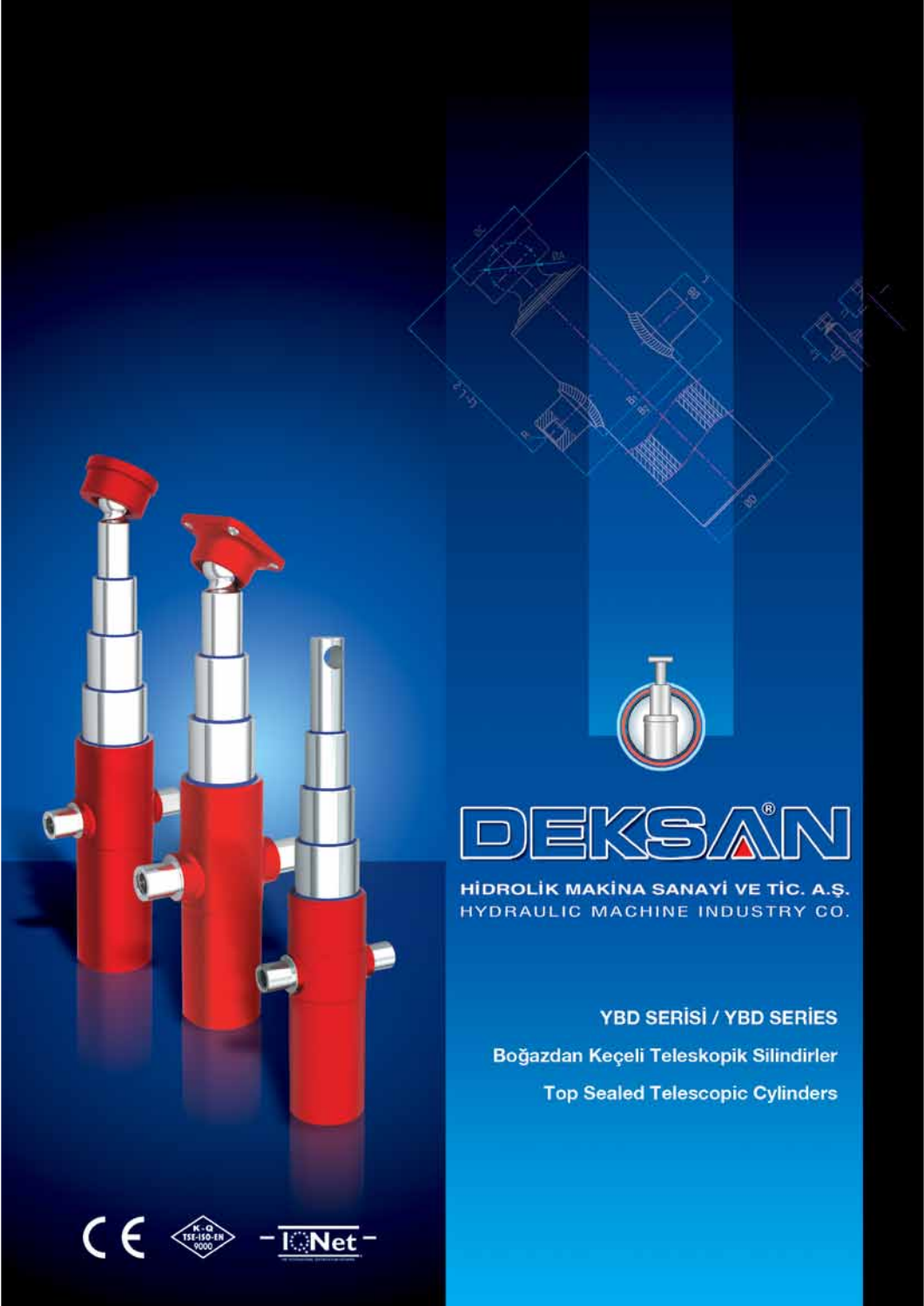# DEKSAN®

HİDROLİK MAKİNA SANAYİ VE TİC. A.Ş.

HYDRAULIC MACHINE INDUSTRY CO.

**YBD SERİSİ / YBD SERİES**

**Boğazdan Keçeli Teleskopik Silindirler**

**Top Sealed Telescopic Cylinders**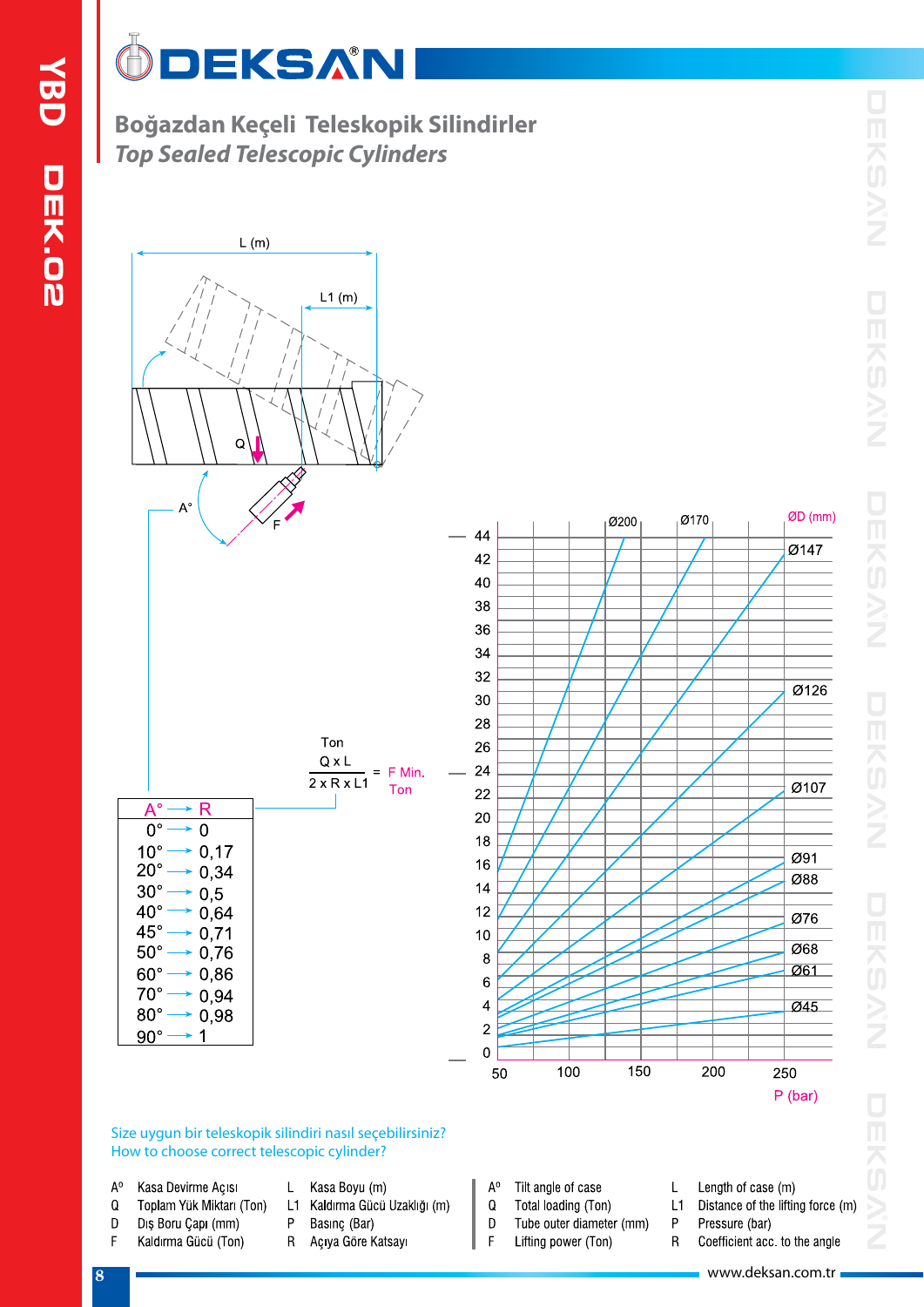# Boğazdan Keçeli Teleskopik Silindirler

## *Top Sealed Telescopic Cylinders*

$$\frac{Q \times L}{2 \times R \times L1} = F \text{ Min. (Ton)}$$

| A° | R |
|---|---|
| 0° | 0 |
| 10° | 0,17 |
| 20° | 0,34 |
| 30° | 0,5 |
| 40° | 0,64 |
| 45° | 0,71 |
| 50° | 0,76 |
| 60° | 0,86 |
| 70° | 0,94 |
| 80° | 0,98 |
| 90° | 1 |

Size uygun bir teleskopik silindiri nasıl seçebilirsiniz?
How to choose correct telescopic cylinder?

| | | | | | | | |
|---|---|---|---|---|---|---|---|
| A° | Kasa Devirme Açısı | L | Kasa Boyu (m) | A° | Tilt angle of case | L | Length of case (m) |
| Q | Toplam Yük Miktarı (Ton) | L1 | Kaldırma Gücü Uzaklığı (m) | Q | Total loading (Ton) | L1 | Distance of the lifting force (m) |
| D | Dış Boru Çapı (mm) | P | Basınç (Bar) | D | Tube outer diameter (mm) | P | Pressure (bar) |
| F | Kaldırma Gücü (Ton) | R | Açıya Göre Katsayı | F | Lifting power (Ton) | R | Coefficient acc. to the angle |

www.deksan.com.tr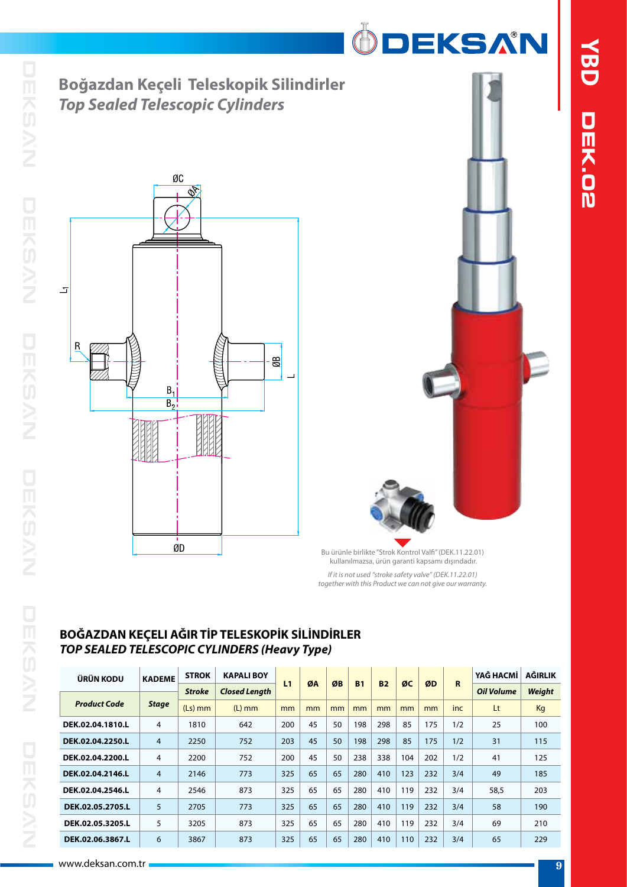# Boğazdan Keçeli Teleskopik Silindirler
## *Top Sealed Telescopic Cylinders*

Bu ürünle birlikte "Strok Kontrol Valfi" (DEK.11.22.01) kullanılmazsa, ürün garanti kapsamı dışındadır.

*If it is not used "stroke safety valve" (DEK.11.22.01) together with this Product we can not give our warranty.*

## BOĞAZDAN KEÇELI AĞIR TİP TELESKOPİK SİLİNDİRLER
### *TOP SEALED TELESCOPIC CYLINDERS (Heavy Type)*

| ÜRÜN KODU | KADEME | STROK | KAPALI BOY | L1 | ØA | ØB | B1 | B2 | ØC | ØD | R | YAĞ HACMİ | AĞIRLIK |
|---|---|---|---|---|---|---|---|---|---|---|---|---|---|
| | | *Stroke* | *Closed Length* | | | | | | | | | *Oil Volume* | *Weight* |
| *Product Code* | *Stage* | (Ls) mm | (L) mm | mm | mm | mm | mm | mm | mm | mm | inc | Lt | Kg |
| DEK.02.04.1810.L | 4 | 1810 | 642 | 200 | 45 | 50 | 198 | 298 | 85 | 175 | 1/2 | 25 | 100 |
| DEK.02.04.2250.L | 4 | 2250 | 752 | 203 | 45 | 50 | 198 | 298 | 85 | 175 | 1/2 | 31 | 115 |
| DEK.02.04.2200.L | 4 | 2200 | 752 | 200 | 45 | 50 | 238 | 338 | 104 | 202 | 1/2 | 41 | 125 |
| DEK.02.04.2146.L | 4 | 2146 | 773 | 325 | 65 | 65 | 280 | 410 | 123 | 232 | 3/4 | 49 | 185 |
| DEK.02.04.2546.L | 4 | 2546 | 873 | 325 | 65 | 65 | 280 | 410 | 119 | 232 | 3/4 | 58,5 | 203 |
| DEK.02.05.2705.L | 5 | 2705 | 773 | 325 | 65 | 65 | 280 | 410 | 119 | 232 | 3/4 | 58 | 190 |
| DEK.02.05.3205.L | 5 | 3205 | 873 | 325 | 65 | 65 | 280 | 410 | 119 | 232 | 3/4 | 69 | 210 |
| DEK.02.06.3867.L | 6 | 3867 | 873 | 325 | 65 | 65 | 280 | 410 | 110 | 232 | 3/4 | 65 | 229 |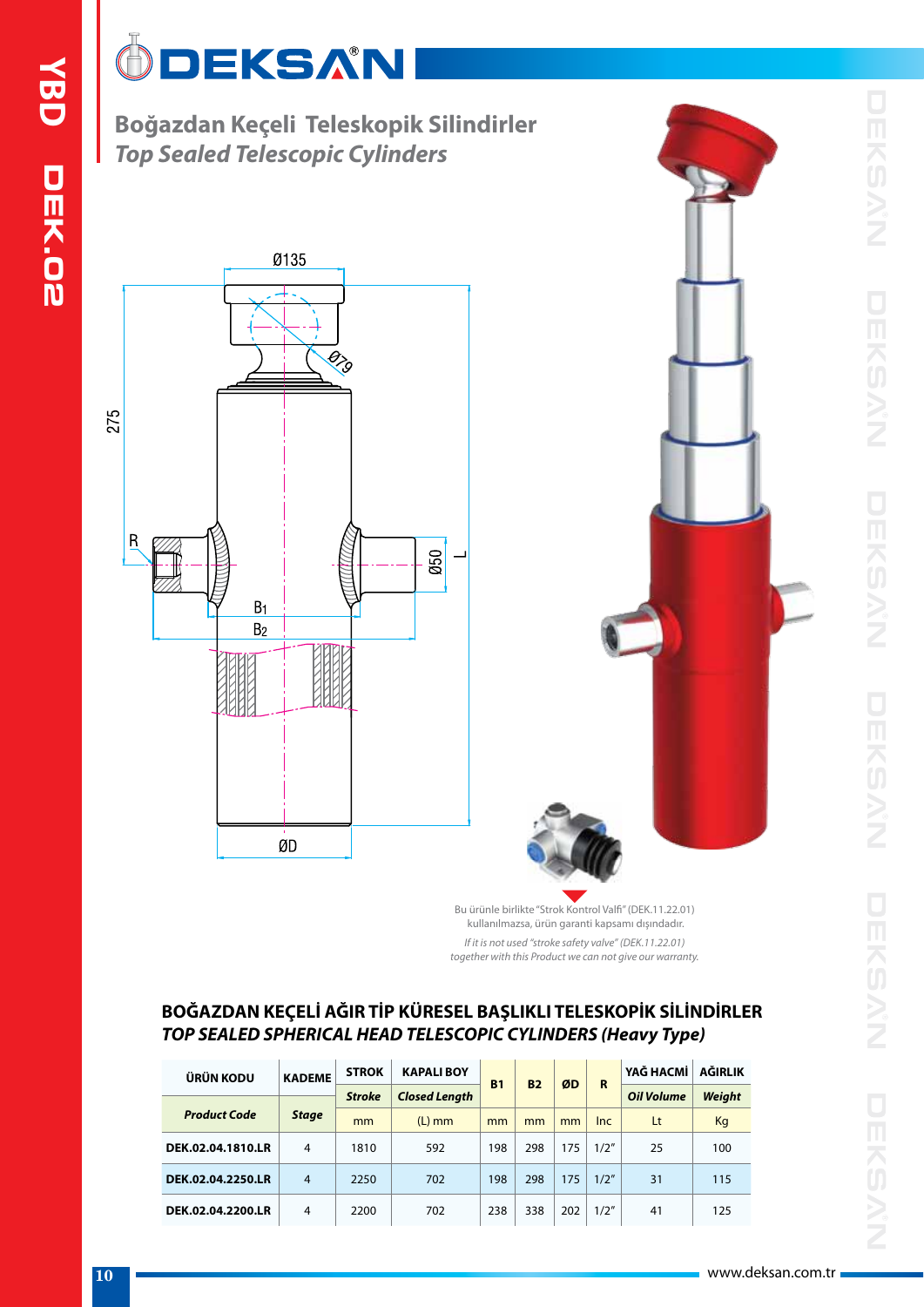# Boğazdan Keçeli Teleskopik Silindirler

*Top Sealed Telescopic Cylinders*

Bu ürünle birlikte "Strok Kontrol Valfi" (DEK.11.22.01) kullanılmazsa, ürün garanti kapsamı dışındadır.

*If it is not used "stroke safety valve" (DEK.11.22.01) together with this Product we can not give our warranty.*

## BOĞAZDAN KEÇELİ AĞIR TİP KÜRESEL BAŞLIKLI TELESKOPİK SİLİNDİRLER

### *TOP SEALED SPHERICAL HEAD TELESCOPIC CYLINDERS (Heavy Type)*

| ÜRÜN KODU *Product Code* | KADEME *Stage* | STROK *Stroke* mm | KAPALI BOY *Closed Length* (L) mm | B1 mm | B2 mm | ØD mm | R Inc | YAĞ HACMİ *Oil Volume* Lt | AĞIRLIK *Weight* Kg |
|---|---|---|---|---|---|---|---|---|---|
| DEK.02.04.1810.LR | 4 | 1810 | 592 | 198 | 298 | 175 | 1/2" | 25 | 100 |
| DEK.02.04.2250.LR | 4 | 2250 | 702 | 198 | 298 | 175 | 1/2" | 31 | 115 |
| DEK.02.04.2200.LR | 4 | 2200 | 702 | 238 | 338 | 202 | 1/2" | 41 | 125 |

www.deksan.com.tr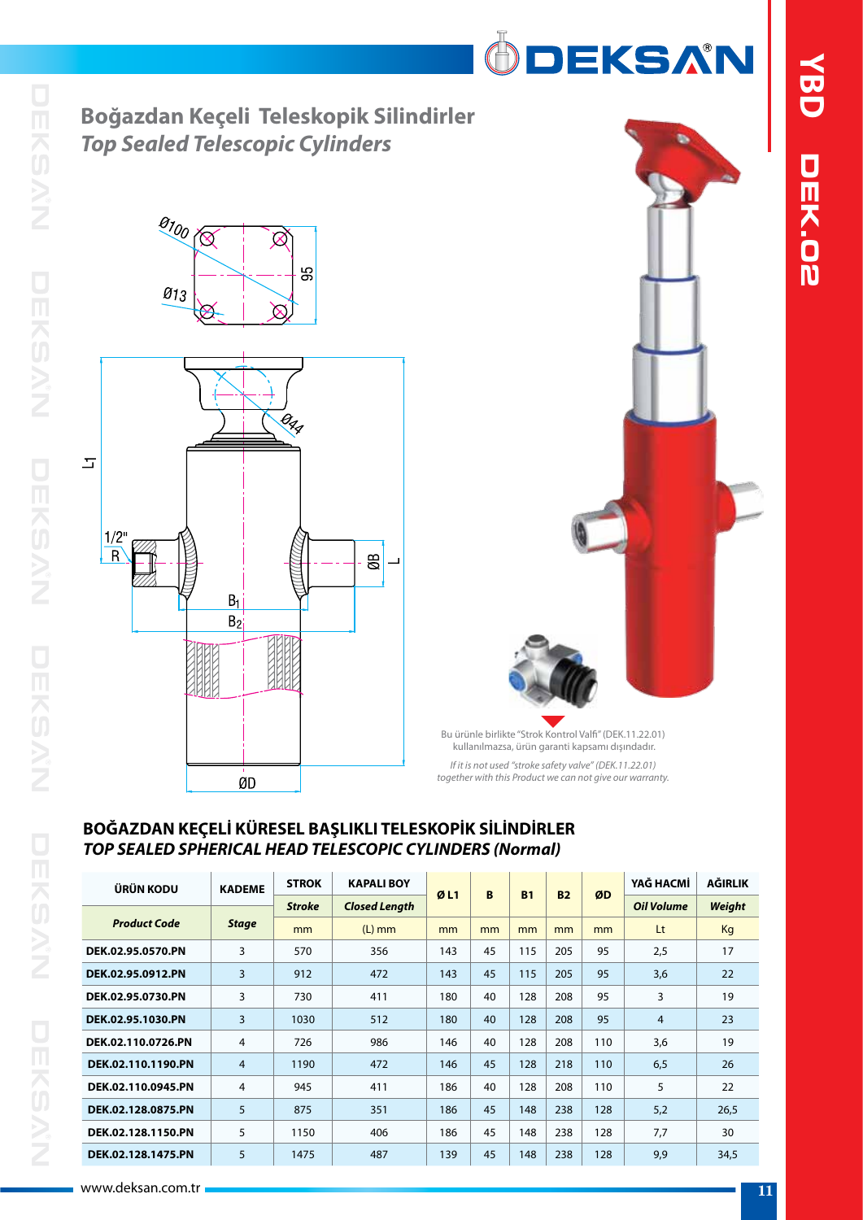# Boğazdan Keçeli Teleskopik Silindirler
## *Top Sealed Telescopic Cylinders*

Bu ürünle birlikte "Strok Kontrol Valfi" (DEK.11.22.01) kullanılmazsa, ürün garanti kapsamı dışındadır.

*If it is not used "stroke safety valve" (DEK.11.22.01) together with this Product we can not give our warranty.*

### BOĞAZDAN KEÇELİ KÜRESEL BAŞLIKLI TELESKOPİK SİLİNDİRLER
### *TOP SEALED SPHERICAL HEAD TELESCOPIC CYLINDERS (Normal)*

| ÜRÜN KODU | KADEME | STROK | KAPALI BOY | Ø L1 | B | B1 | B2 | ØD | YAĞ HACMİ | AĞIRLIK |
|---|---|---|---|---|---|---|---|---|---|---|
| *Product Code* | *Stage* | *Stroke* | *Closed Length* | | | | | | *Oil Volume* | *Weight* |
| | | mm | (L) mm | mm | mm | mm | mm | mm | Lt | Kg |
| DEK.02.95.0570.PN | 3 | 570 | 356 | 143 | 45 | 115 | 205 | 95 | 2,5 | 17 |
| DEK.02.95.0912.PN | 3 | 912 | 472 | 143 | 45 | 115 | 205 | 95 | 3,6 | 22 |
| DEK.02.95.0730.PN | 3 | 730 | 411 | 180 | 40 | 128 | 208 | 95 | 3 | 19 |
| DEK.02.95.1030.PN | 3 | 1030 | 512 | 180 | 40 | 128 | 208 | 95 | 4 | 23 |
| DEK.02.110.0726.PN | 4 | 726 | 986 | 146 | 40 | 128 | 208 | 110 | 3,6 | 19 |
| DEK.02.110.1190.PN | 4 | 1190 | 472 | 146 | 45 | 128 | 218 | 110 | 6,5 | 26 |
| DEK.02.110.0945.PN | 4 | 945 | 411 | 186 | 40 | 128 | 208 | 110 | 5 | 22 |
| DEK.02.128.0875.PN | 5 | 875 | 351 | 186 | 45 | 148 | 238 | 128 | 5,2 | 26,5 |
| DEK.02.128.1150.PN | 5 | 1150 | 406 | 186 | 45 | 148 | 238 | 128 | 7,7 | 30 |
| DEK.02.128.1475.PN | 5 | 1475 | 487 | 139 | 45 | 148 | 238 | 128 | 9,9 | 34,5 |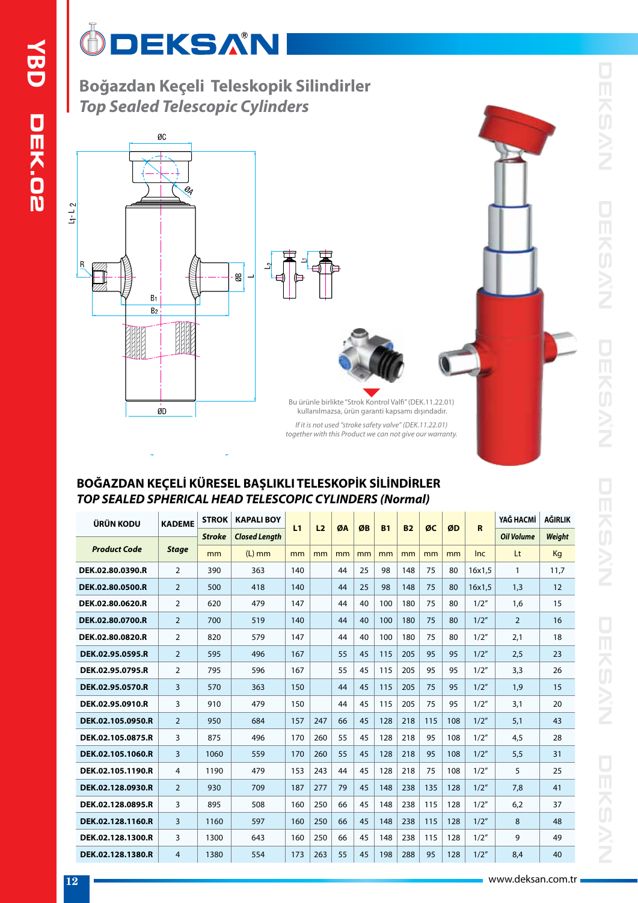# Boğazdan Keçeli Teleskopik Silindirler

*Top Sealed Telescopic Cylinders*

Bu ürünle birlikte "Strok Kontrol Valfi" (DEK.11.22.01) kullanılmazsa, ürün garanti kapsamı dışındadır.

*If it is not used "stroke safety valve" (DEK.11.22.01) together with this Product we can not give our warranty.*

## BOĞAZDAN KEÇELİ KÜRESEL BAŞLIKLI TELESKOPİK SİLİNDİRLER

### *TOP SEALED SPHERICAL HEAD TELESCOPIC CYLINDERS (Normal)*

| ÜRÜN KODU | KADEME | STROK | KAPALI BOY | L1 | L2 | ØA | ØB | B1 | B2 | ØC | ØD | R | YAĞ HACMİ | AĞIRLIK |
|---|---|---|---|---|---|---|---|---|---|---|---|---|---|---|
| *Product Code* | *Stage* | *Stroke* | *Closed Length* | | | | | | | | | | *Oil Volume* | *Weight* |
| | | mm | (L) mm | mm | mm | mm | mm | mm | mm | mm | mm | Inc | Lt | Kg |
| DEK.02.80.0390.R | 2 | 390 | 363 | 140 | | 44 | 25 | 98 | 148 | 75 | 80 | 16x1,5 | 1 | 11,7 |
| DEK.02.80.0500.R | 2 | 500 | 418 | 140 | | 44 | 25 | 98 | 148 | 75 | 80 | 16x1,5 | 1,3 | 12 |
| DEK.02.80.0620.R | 2 | 620 | 479 | 147 | | 44 | 40 | 100 | 180 | 75 | 80 | 1/2" | 1,6 | 15 |
| DEK.02.80.0700.R | 2 | 700 | 519 | 140 | | 44 | 40 | 100 | 180 | 75 | 80 | 1/2" | 2 | 16 |
| DEK.02.80.0820.R | 2 | 820 | 579 | 147 | | 44 | 40 | 100 | 180 | 75 | 80 | 1/2" | 2,1 | 18 |
| DEK.02.95.0595.R | 2 | 595 | 496 | 167 | | 55 | 45 | 115 | 205 | 95 | 95 | 1/2" | 2,5 | 23 |
| DEK.02.95.0795.R | 2 | 795 | 596 | 167 | | 55 | 45 | 115 | 205 | 95 | 95 | 1/2" | 3,3 | 26 |
| DEK.02.95.0570.R | 3 | 570 | 363 | 150 | | 44 | 45 | 115 | 205 | 75 | 95 | 1/2" | 1,9 | 15 |
| DEK.02.95.0910.R | 3 | 910 | 479 | 150 | | 44 | 45 | 115 | 205 | 75 | 95 | 1/2" | 3,1 | 20 |
| DEK.02.105.0950.R | 2 | 950 | 684 | 157 | 247 | 66 | 45 | 128 | 218 | 115 | 108 | 1/2" | 5,1 | 43 |
| DEK.02.105.0875.R | 3 | 875 | 496 | 170 | 260 | 55 | 45 | 128 | 218 | 95 | 108 | 1/2" | 4,5 | 28 |
| DEK.02.105.1060.R | 3 | 1060 | 559 | 170 | 260 | 55 | 45 | 128 | 218 | 95 | 108 | 1/2" | 5,5 | 31 |
| DEK.02.105.1190.R | 4 | 1190 | 479 | 153 | 243 | 44 | 45 | 128 | 218 | 75 | 108 | 1/2" | 5 | 25 |
| DEK.02.128.0930.R | 2 | 930 | 709 | 187 | 277 | 79 | 45 | 148 | 238 | 135 | 128 | 1/2" | 7,8 | 41 |
| DEK.02.128.0895.R | 3 | 895 | 508 | 160 | 250 | 66 | 45 | 148 | 238 | 115 | 128 | 1/2" | 6,2 | 37 |
| DEK.02.128.1160.R | 3 | 1160 | 597 | 160 | 250 | 66 | 45 | 148 | 238 | 115 | 128 | 1/2" | 8 | 48 |
| DEK.02.128.1300.R | 3 | 1300 | 643 | 160 | 250 | 66 | 45 | 148 | 238 | 115 | 128 | 1/2" | 9 | 49 |
| DEK.02.128.1380.R | 4 | 1380 | 554 | 173 | 263 | 55 | 45 | 198 | 288 | 95 | 128 | 1/2" | 8,4 | 40 |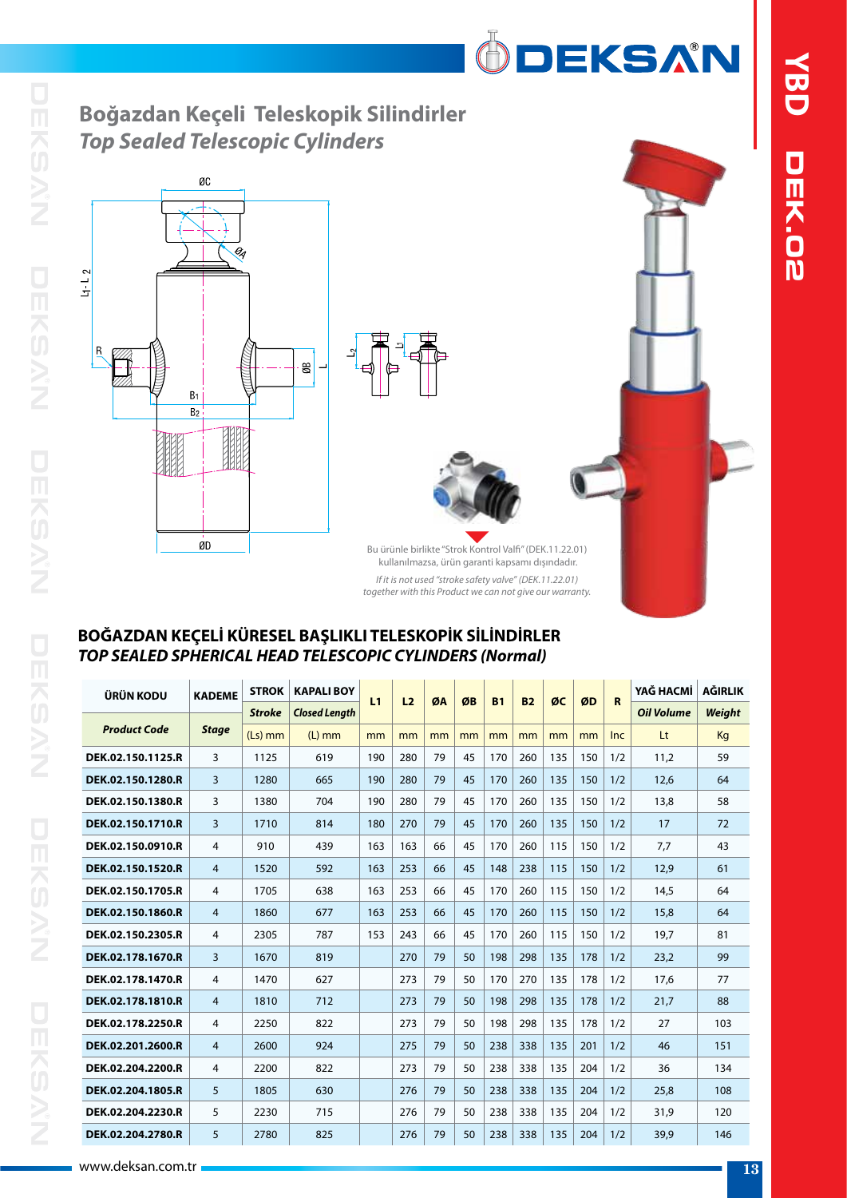# Boğazdan Keçeli Teleskopik Silindirler

## *Top Sealed Telescopic Cylinders*

Bu ürünle birlikte "Strok Kontrol Valfi" (DEK.11.22.01) kullanılmazsa, ürün garanti kapsamı dışındadır.

*If it is not used "stroke safety valve" (DEK.11.22.01) together with this Product we can not give our warranty.*

### BOĞAZDAN KEÇELİ KÜRESEL BAŞLIKLI TELESKOPİK SİLİNDİRLER
### *TOP SEALED SPHERICAL HEAD TELESCOPIC CYLINDERS (Normal)*

| ÜRÜN KODU | KADEME | STROK | KAPALI BOY | L1 | L2 | ØA | ØB | B1 | B2 | ØC | ØD | R | YAĞ HACMİ | AĞIRLIK |
|---|---|---|---|---|---|---|---|---|---|---|---|---|---|---|
| ***Product Code*** | ***Stage*** | ***Stroke*** | ***Closed Length*** | | | | | | | | | | ***Oil Volume*** | ***Weight*** |
| | | (Ls) mm | (L) mm | mm | mm | mm | mm | mm | mm | mm | mm | Inc | Lt | Kg |
| DEK.02.150.1125.R | 3 | 1125 | 619 | 190 | 280 | 79 | 45 | 170 | 260 | 135 | 150 | 1/2 | 11,2 | 59 |
| DEK.02.150.1280.R | 3 | 1280 | 665 | 190 | 280 | 79 | 45 | 170 | 260 | 135 | 150 | 1/2 | 12,6 | 64 |
| DEK.02.150.1380.R | 3 | 1380 | 704 | 190 | 280 | 79 | 45 | 170 | 260 | 135 | 150 | 1/2 | 13,8 | 58 |
| DEK.02.150.1710.R | 3 | 1710 | 814 | 180 | 270 | 79 | 45 | 170 | 260 | 135 | 150 | 1/2 | 17 | 72 |
| DEK.02.150.0910.R | 4 | 910 | 439 | 163 | 163 | 66 | 45 | 170 | 260 | 115 | 150 | 1/2 | 7,7 | 43 |
| DEK.02.150.1520.R | 4 | 1520 | 592 | 163 | 253 | 66 | 45 | 148 | 238 | 115 | 150 | 1/2 | 12,9 | 61 |
| DEK.02.150.1705.R | 4 | 1705 | 638 | 163 | 253 | 66 | 45 | 170 | 260 | 115 | 150 | 1/2 | 14,5 | 64 |
| DEK.02.150.1860.R | 4 | 1860 | 677 | 163 | 253 | 66 | 45 | 170 | 260 | 115 | 150 | 1/2 | 15,8 | 64 |
| DEK.02.150.2305.R | 4 | 2305 | 787 | 153 | 243 | 66 | 45 | 170 | 260 | 115 | 150 | 1/2 | 19,7 | 81 |
| DEK.02.178.1670.R | 3 | 1670 | 819 | | 270 | 79 | 50 | 198 | 298 | 135 | 178 | 1/2 | 23,2 | 99 |
| DEK.02.178.1470.R | 4 | 1470 | 627 | | 273 | 79 | 50 | 170 | 270 | 135 | 178 | 1/2 | 17,6 | 77 |
| DEK.02.178.1810.R | 4 | 1810 | 712 | | 273 | 79 | 50 | 198 | 298 | 135 | 178 | 1/2 | 21,7 | 88 |
| DEK.02.178.2250.R | 4 | 2250 | 822 | | 273 | 79 | 50 | 198 | 298 | 135 | 178 | 1/2 | 27 | 103 |
| DEK.02.201.2600.R | 4 | 2600 | 924 | | 275 | 79 | 50 | 238 | 338 | 135 | 201 | 1/2 | 46 | 151 |
| DEK.02.204.2200.R | 4 | 2200 | 822 | | 273 | 79 | 50 | 238 | 338 | 135 | 204 | 1/2 | 36 | 134 |
| DEK.02.204.1805.R | 5 | 1805 | 630 | | 276 | 79 | 50 | 238 | 338 | 135 | 204 | 1/2 | 25,8 | 108 |
| DEK.02.204.2230.R | 5 | 2230 | 715 | | 276 | 79 | 50 | 238 | 338 | 135 | 204 | 1/2 | 31,9 | 120 |
| DEK.02.204.2780.R | 5 | 2780 | 825 | | 276 | 79 | 50 | 238 | 338 | 135 | 204 | 1/2 | 39,9 | 146 |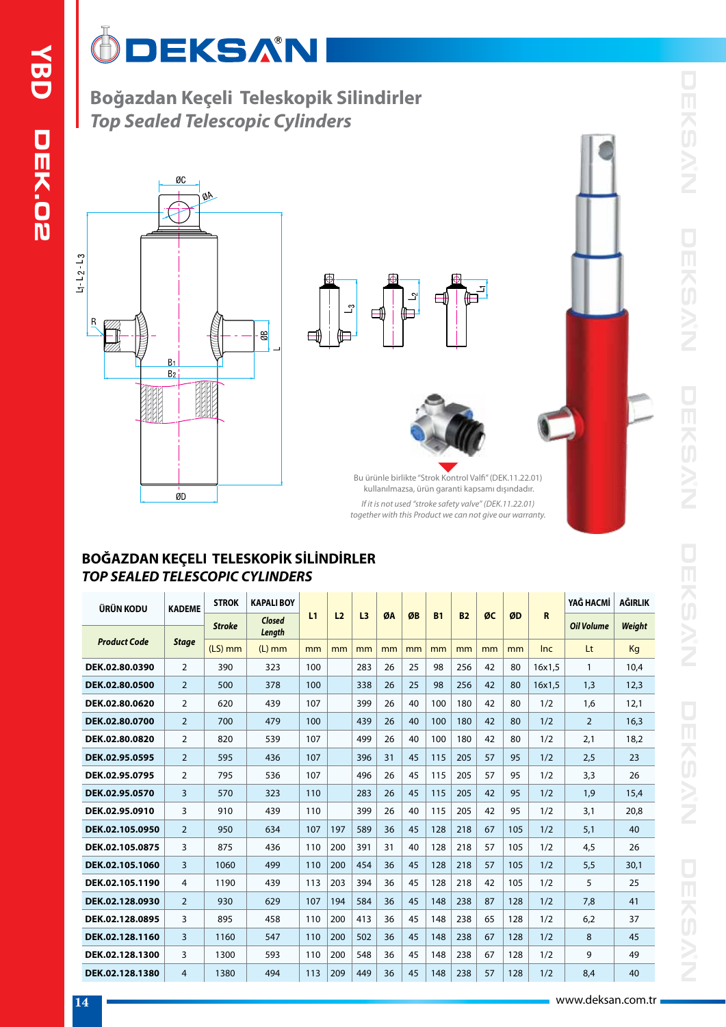# Boğazdan Keçeli Teleskopik Silindirler

*Top Sealed Telescopic Cylinders*

Bu ürünle birlikte "Strok Kontrol Valfi" (DEK.11.22.01) kullanılmazsa, ürün garanti kapsamı dışındadır.

*If it is not used "stroke safety valve" (DEK.11.22.01) together with this Product we can not give our warranty.*

## BOĞAZDAN KEÇELI TELESKOPİK SİLİNDİRLER

## *TOP SEALED TELESCOPIC CYLINDERS*

| ÜRÜN KODU | KADEME | STROK | KAPALI BOY | L1 | L2 | L3 | ØA | ØB | B1 | B2 | ØC | ØD | R | YAĞ HACMİ | AĞIRLIK |
|---|---|---|---|---|---|---|---|---|---|---|---|---|---|---|---|
| *Product Code* | *Stage* | *Stroke* | *Closed Length* | | | | | | | | | | | *Oil Volume* | *Weight* |
| | | (LS) mm | (L) mm | mm | mm | mm | mm | mm | mm | mm | mm | mm | Inc | Lt | Kg |
| DEK.02.80.0390 | 2 | 390 | 323 | 100 | | 283 | 26 | 25 | 98 | 256 | 42 | 80 | 16x1,5 | 1 | 10,4 |
| DEK.02.80.0500 | 2 | 500 | 378 | 100 | | 338 | 26 | 25 | 98 | 256 | 42 | 80 | 16x1,5 | 1,3 | 12,3 |
| DEK.02.80.0620 | 2 | 620 | 439 | 107 | | 399 | 26 | 40 | 100 | 180 | 42 | 80 | 1/2 | 1,6 | 12,1 |
| DEK.02.80.0700 | 2 | 700 | 479 | 100 | | 439 | 26 | 40 | 100 | 180 | 42 | 80 | 1/2 | 2 | 16,3 |
| DEK.02.80.0820 | 2 | 820 | 539 | 107 | | 499 | 26 | 40 | 100 | 180 | 42 | 80 | 1/2 | 2,1 | 18,2 |
| DEK.02.95.0595 | 2 | 595 | 436 | 107 | | 396 | 31 | 45 | 115 | 205 | 57 | 95 | 1/2 | 2,5 | 23 |
| DEK.02.95.0795 | 2 | 795 | 536 | 107 | | 496 | 26 | 45 | 115 | 205 | 57 | 95 | 1/2 | 3,3 | 26 |
| DEK.02.95.0570 | 3 | 570 | 323 | 110 | | 283 | 26 | 45 | 115 | 205 | 42 | 95 | 1/2 | 1,9 | 15,4 |
| DEK.02.95.0910 | 3 | 910 | 439 | 110 | | 399 | 26 | 40 | 115 | 205 | 42 | 95 | 1/2 | 3,1 | 20,8 |
| DEK.02.105.0950 | 2 | 950 | 634 | 107 | 197 | 589 | 36 | 45 | 128 | 218 | 67 | 105 | 1/2 | 5,1 | 40 |
| DEK.02.105.0875 | 3 | 875 | 436 | 110 | 200 | 391 | 31 | 40 | 128 | 218 | 57 | 105 | 1/2 | 4,5 | 26 |
| DEK.02.105.1060 | 3 | 1060 | 499 | 110 | 200 | 454 | 36 | 45 | 128 | 218 | 57 | 105 | 1/2 | 5,5 | 30,1 |
| DEK.02.105.1190 | 4 | 1190 | 439 | 113 | 203 | 394 | 36 | 45 | 128 | 218 | 42 | 105 | 1/2 | 5 | 25 |
| DEK.02.128.0930 | 2 | 930 | 629 | 107 | 194 | 584 | 36 | 45 | 148 | 238 | 87 | 128 | 1/2 | 7,8 | 41 |
| DEK.02.128.0895 | 3 | 895 | 458 | 110 | 200 | 413 | 36 | 45 | 148 | 238 | 65 | 128 | 1/2 | 6,2 | 37 |
| DEK.02.128.1160 | 3 | 1160 | 547 | 110 | 200 | 502 | 36 | 45 | 148 | 238 | 67 | 128 | 1/2 | 8 | 45 |
| DEK.02.128.1300 | 3 | 1300 | 593 | 110 | 200 | 548 | 36 | 45 | 148 | 238 | 67 | 128 | 1/2 | 9 | 49 |
| DEK.02.128.1380 | 4 | 1380 | 494 | 113 | 209 | 449 | 36 | 45 | 148 | 238 | 57 | 128 | 1/2 | 8,4 | 40 |

www.deksan.com.tr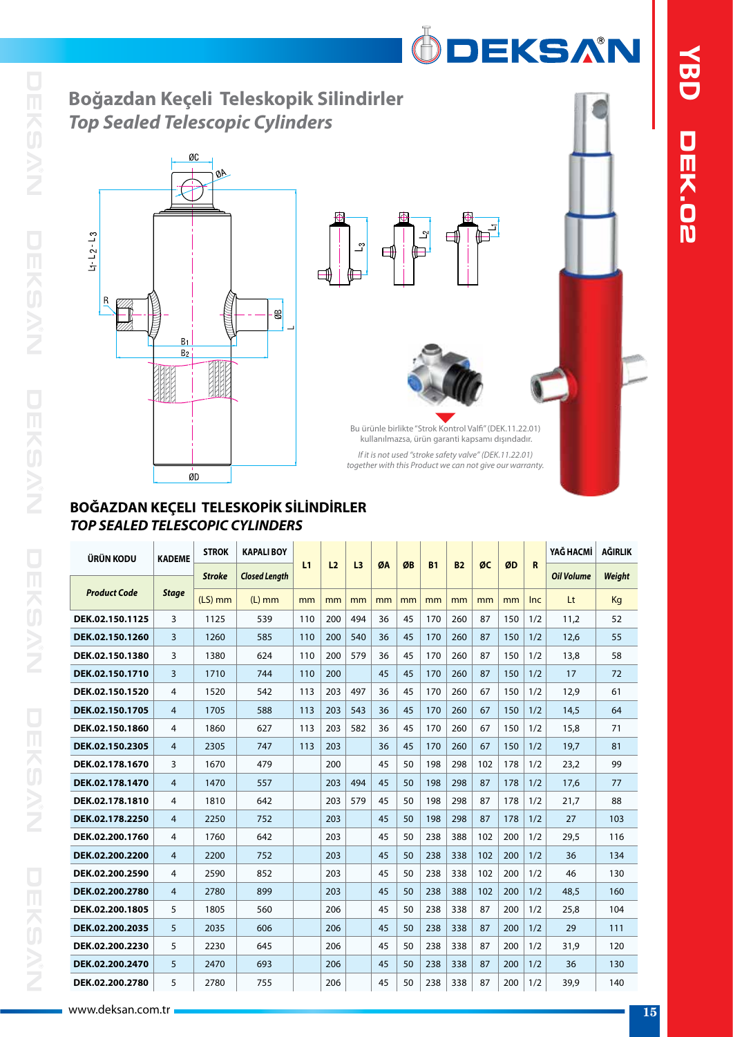# Boğazdan Keçeli Teleskopik Silindirler
## *Top Sealed Telescopic Cylinders*

Bu ürünle birlikte "Strok Kontrol Valfi" (DEK.11.22.01) kullanılmazsa, ürün garanti kapsamı dışındadır.

*If it is not used "stroke safety valve" (DEK.11.22.01) together with this Product we can not give our warranty.*

## BOĞAZDAN KEÇELI TELESKOPİK SİLİNDİRLER
### *TOP SEALED TELESCOPIC CYLINDERS*

| ÜRÜN KODU *Product Code* | KADEME *Stage* | STROK *Stroke* (LS) mm | KAPALI BOY *Closed Length* (L) mm | L1 mm | L2 mm | L3 mm | ØA mm | ØB mm | B1 mm | B2 mm | ØC mm | ØD mm | R Inc | YAĞ HACMİ *Oil Volume* Lt | AĞIRLIK *Weight* Kg |
|---|---|---|---|---|---|---|---|---|---|---|---|---|---|---|---|
| DEK.02.150.1125 | 3 | 1125 | 539 | 110 | 200 | 494 | 36 | 45 | 170 | 260 | 87 | 150 | 1/2 | 11,2 | 52 |
| DEK.02.150.1260 | 3 | 1260 | 585 | 110 | 200 | 540 | 36 | 45 | 170 | 260 | 87 | 150 | 1/2 | 12,6 | 55 |
| DEK.02.150.1380 | 3 | 1380 | 624 | 110 | 200 | 579 | 36 | 45 | 170 | 260 | 87 | 150 | 1/2 | 13,8 | 58 |
| DEK.02.150.1710 | 3 | 1710 | 744 | 110 | 200 | | 45 | 45 | 170 | 260 | 87 | 150 | 1/2 | 17 | 72 |
| DEK.02.150.1520 | 4 | 1520 | 542 | 113 | 203 | 497 | 36 | 45 | 170 | 260 | 67 | 150 | 1/2 | 12,9 | 61 |
| DEK.02.150.1705 | 4 | 1705 | 588 | 113 | 203 | 543 | 36 | 45 | 170 | 260 | 67 | 150 | 1/2 | 14,5 | 64 |
| DEK.02.150.1860 | 4 | 1860 | 627 | 113 | 203 | 582 | 36 | 45 | 170 | 260 | 67 | 150 | 1/2 | 15,8 | 71 |
| DEK.02.150.2305 | 4 | 2305 | 747 | 113 | 203 | | 36 | 45 | 170 | 260 | 67 | 150 | 1/2 | 19,7 | 81 |
| DEK.02.178.1670 | 3 | 1670 | 479 | | 200 | | 45 | 50 | 198 | 298 | 102 | 178 | 1/2 | 23,2 | 99 |
| DEK.02.178.1470 | 4 | 1470 | 557 | | 203 | 494 | 45 | 50 | 198 | 298 | 87 | 178 | 1/2 | 17,6 | 77 |
| DEK.02.178.1810 | 4 | 1810 | 642 | | 203 | 579 | 45 | 50 | 198 | 298 | 87 | 178 | 1/2 | 21,7 | 88 |
| DEK.02.178.2250 | 4 | 2250 | 752 | | 203 | | 45 | 50 | 198 | 298 | 87 | 178 | 1/2 | 27 | 103 |
| DEK.02.200.1760 | 4 | 1760 | 642 | | 203 | | 45 | 50 | 238 | 388 | 102 | 200 | 1/2 | 29,5 | 116 |
| DEK.02.200.2200 | 4 | 2200 | 752 | | 203 | | 45 | 50 | 238 | 338 | 102 | 200 | 1/2 | 36 | 134 |
| DEK.02.200.2590 | 4 | 2590 | 852 | | 203 | | 45 | 50 | 238 | 338 | 102 | 200 | 1/2 | 46 | 130 |
| DEK.02.200.2780 | 4 | 2780 | 899 | | 203 | | 45 | 50 | 238 | 388 | 102 | 200 | 1/2 | 48,5 | 160 |
| DEK.02.200.1805 | 5 | 1805 | 560 | | 206 | | 45 | 50 | 238 | 338 | 87 | 200 | 1/2 | 25,8 | 104 |
| DEK.02.200.2035 | 5 | 2035 | 606 | | 206 | | 45 | 50 | 238 | 338 | 87 | 200 | 1/2 | 29 | 111 |
| DEK.02.200.2230 | 5 | 2230 | 645 | | 206 | | 45 | 50 | 238 | 338 | 87 | 200 | 1/2 | 31,9 | 120 |
| DEK.02.200.2470 | 5 | 2470 | 693 | | 206 | | 45 | 50 | 238 | 338 | 87 | 200 | 1/2 | 36 | 130 |
| DEK.02.200.2780 | 5 | 2780 | 755 | | 206 | | 45 | 50 | 238 | 338 | 87 | 200 | 1/2 | 39,9 | 140 |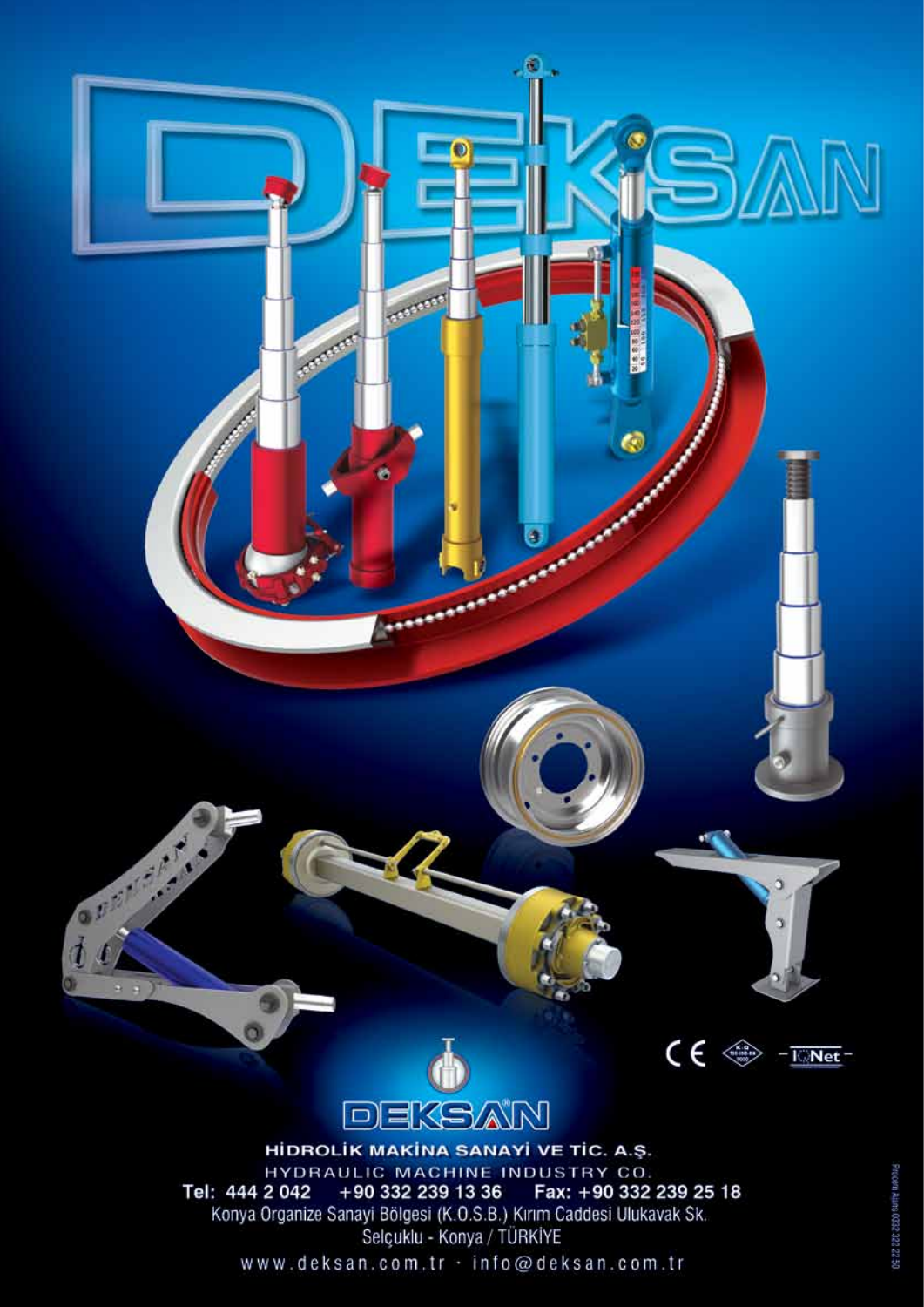# DEKSAN

**HİDROLİK MAKİNA SANAYİ VE TİC. A.Ş.**

HYDRAULIC MACHINE INDUSTRY CO.

Tel: 444 2 042 +90 332 239 13 36 Fax: +90 332 239 25 18

Konya Organize Sanayi Bölgesi (K.O.S.B.) Kırım Caddesi Ulukavak Sk.

Selçuklu - Konya / TÜRKİYE

www.deksan.com.tr · info@deksan.com.tr